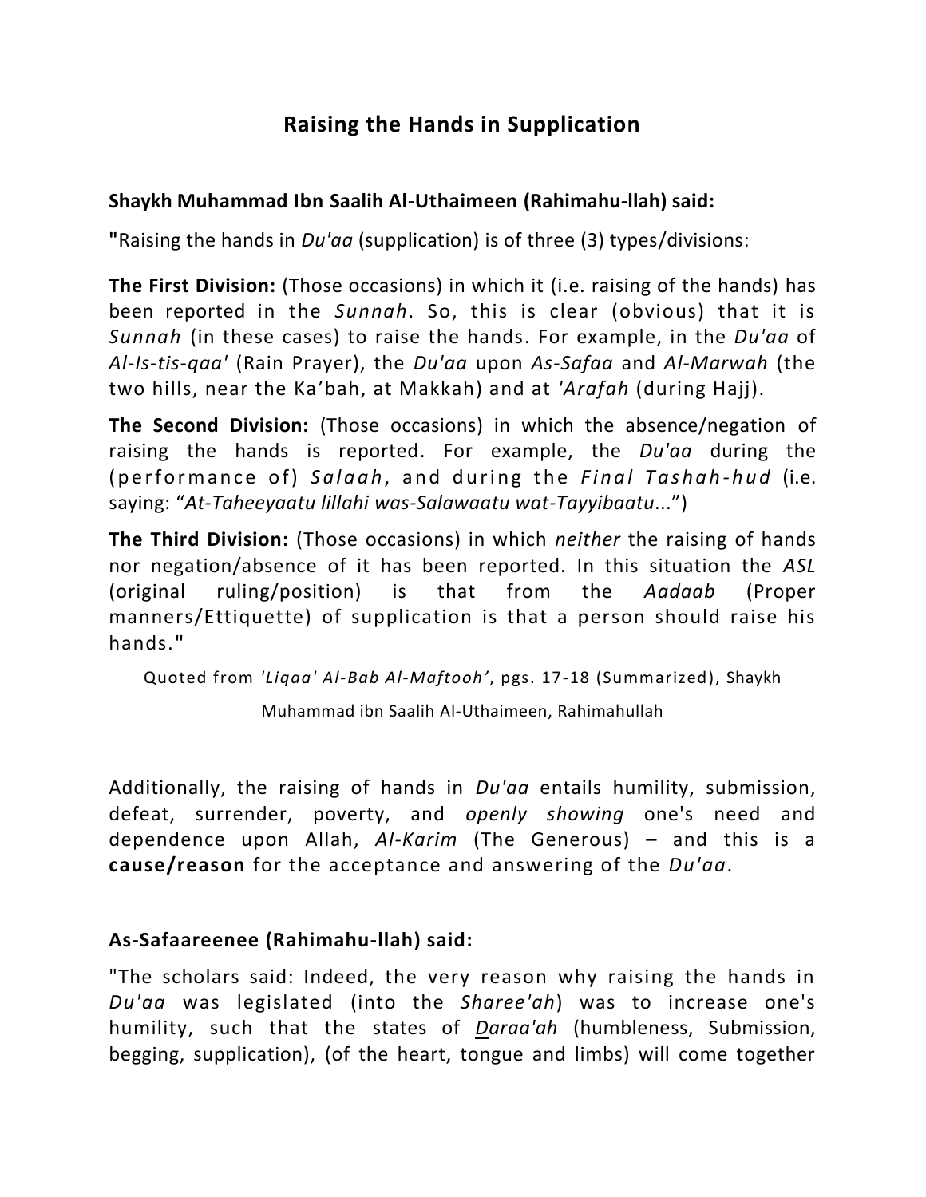# Raising the Hands in Supplication

**Shaykh Muhammad Ibn Saalih Al-Uthaimeen (Rahimahu-llah) said:**

**"**Raising the hands in *Du'aa* (supplication) is of three (3) types/divisions:

**The First Division:** (Those occasions) in which it (i.e. raising of the hands) has been reported in the *Sunnah*. So, this is clear (obvious) that it is *Sunnah* (in these cases) to raise the hands. For example, in the *Du'aa* of *Al-Is-tis-qaa'* (Rain Prayer), the *Du'aa* upon *As-Safaa* and *Al-Marwah* (the two hills, near the Ka'bah, at Makkah) and at *'Arafah* (during Hajj).

**The Second Division:** (Those occasions) in which the absence/negation of raising the hands is reported. For example, the *Du'aa* during the (performance of) *Salaah*, and during the *Final Tashah-hud* (i.e. saying: "*At-Taheeyaatu lillahi was-Salawaatu wat-Tayyibaatu*...")

**The Third Division:** (Those occasions) in which *neither* the raising of hands nor negation/absence of it has been reported. In this situation the *ASL* (original ruling/position) is that from the *Aadaab* (Proper manners/Ettiquette) of supplication is that a person should raise his hands.**"**

Quoted from *'Liqaa' Al-Bab Al-Maftooh'*, pgs. 17-18 (Summarized), Shaykh Muhammad ibn Saalih Al-Uthaimeen, Rahimahullah

Additionally, the raising of hands in *Du'aa* entails humility, submission, defeat, surrender, poverty, and *openly showing* one's need and dependence upon Allah, *Al-Karim* (The Generous) – and this is a **cause/reason** for the acceptance and answering of the *Du'aa*.

**As-Safaareenee (Rahimahu-llah) said:**

"The scholars said: Indeed, the very reason why raising the hands in *Du'aa* was legislated (into the *Sharee'ah*) was to increase one's humility, such that the states of *Daraa'ah* (humbleness, Submission, begging, supplication), (of the heart, tongue and limbs) will come together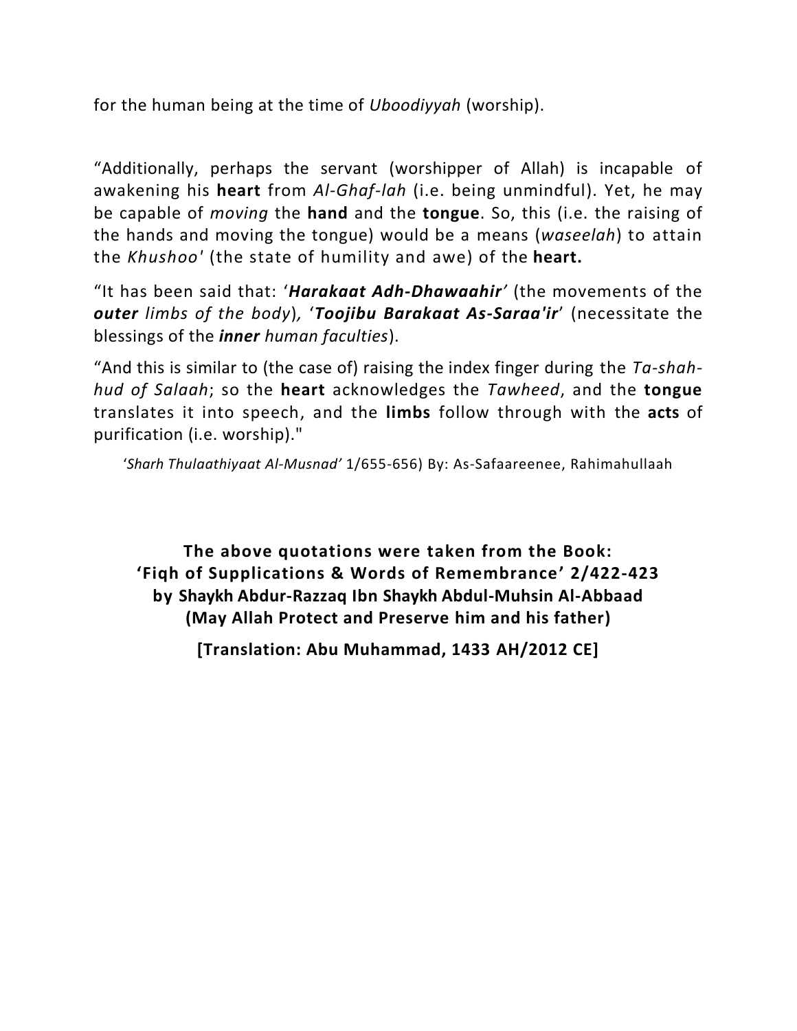for the human being at the time of *Uboodiyyah* (worship).

"Additionally, perhaps the servant (worshipper of Allah) is incapable of awakening his **heart** from *Al-Ghaf-lah* (i.e. being unmindful). Yet, he may be capable of *moving* the **hand** and the **tongue**. So, this (i.e. the raising of the hands and moving the tongue) would be a means (*waseelah*) to attain the *Khushoo'* (the state of humility and awe) of the **heart.**

"It has been said that: '***Harakaat Adh-Dhawaahir'*** (the movements of the ***outer*** *limbs of the body*), '***Toojibu Barakaat As-Saraa'ir***' (necessitate the blessings of the ***inner*** *human faculties*).

"And this is similar to (the case of) raising the index finger during the *Ta-shah-hud of Salaah*; so the **heart** acknowledges the *Tawheed*, and the **tongue** translates it into speech, and the **limbs** follow through with the **acts** of purification (i.e. worship)."

'*Sharh Thulaathiyaat Al-Musnad'* 1/655-656) By: As-Safaareenee, Rahimahullaah

**The above quotations were taken from the Book:**
**'Fiqh of Supplications & Words of Remembrance' 2/422-423**
**by Shaykh Abdur-Razzaq Ibn Shaykh Abdul-Muhsin Al-Abbaad**
**(May Allah Protect and Preserve him and his father)**

**[Translation: Abu Muhammad, 1433 AH/2012 CE]**